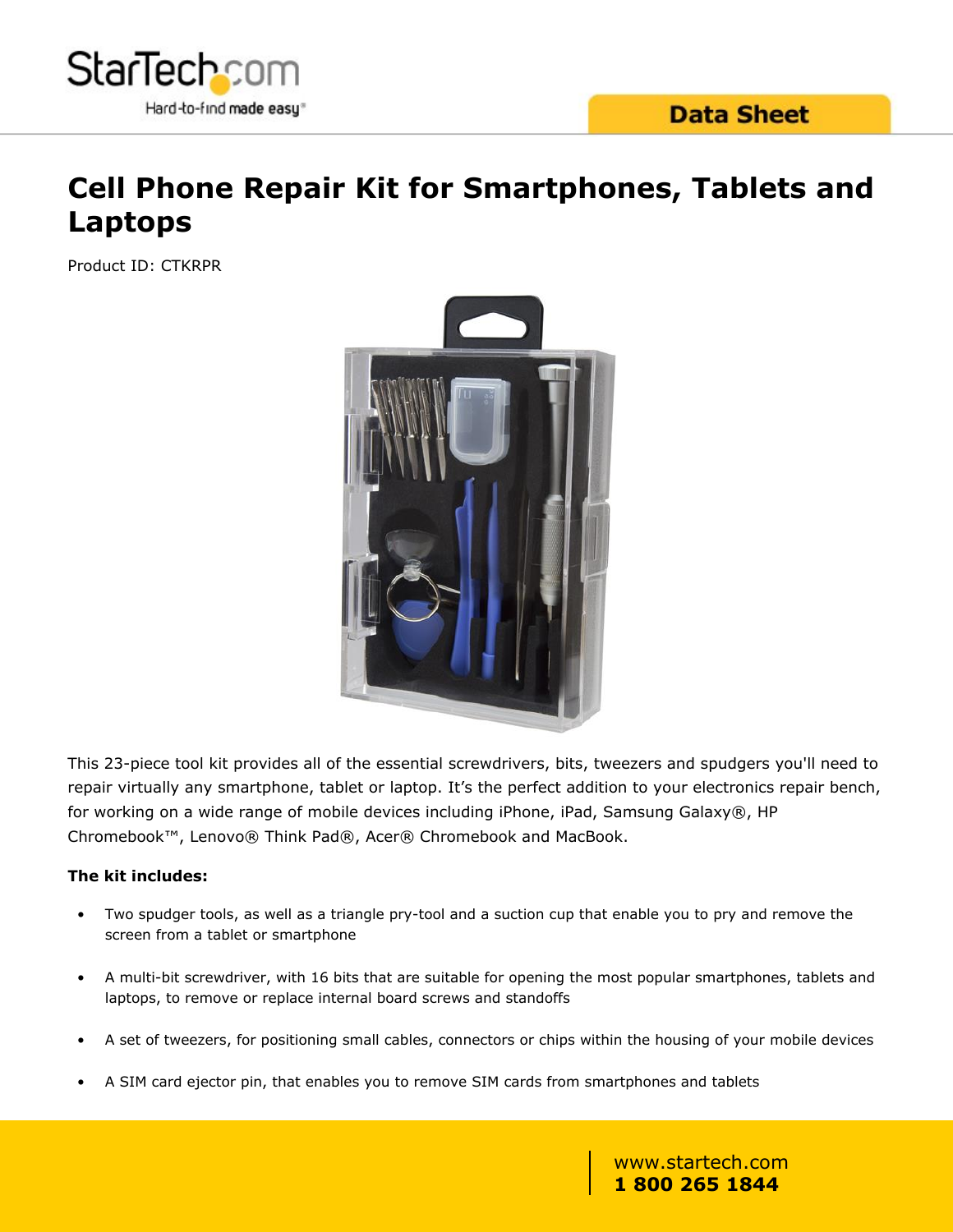# Cell Phone Repair Kit for Smartphones, Tablets and Laptops

Product ID: CTKRPR

This 23-piece tool kit provides all of the essential screwdrivers, bits, tweezers and spudgers you'll need to repair virtually any smartphone, tablet or laptop. It's the perfect addition to your electronics repair bench, for working on a wide range of mobile devices including iPhone, iPad, Samsung Galaxy®, HP Chromebook™, Lenovo® Think Pad®, Acer® Chromebook and MacBook.

**The kit includes:**

- Two spudger tools, as well as a triangle pry-tool and a suction cup that enable you to pry and remove the screen from a tablet or smartphone
- A multi-bit screwdriver, with 16 bits that are suitable for opening the most popular smartphones, tablets and laptops, to remove or replace internal board screws and standoffs
- A set of tweezers, for positioning small cables, connectors or chips within the housing of your mobile devices
- A SIM card ejector pin, that enables you to remove SIM cards from smartphones and tablets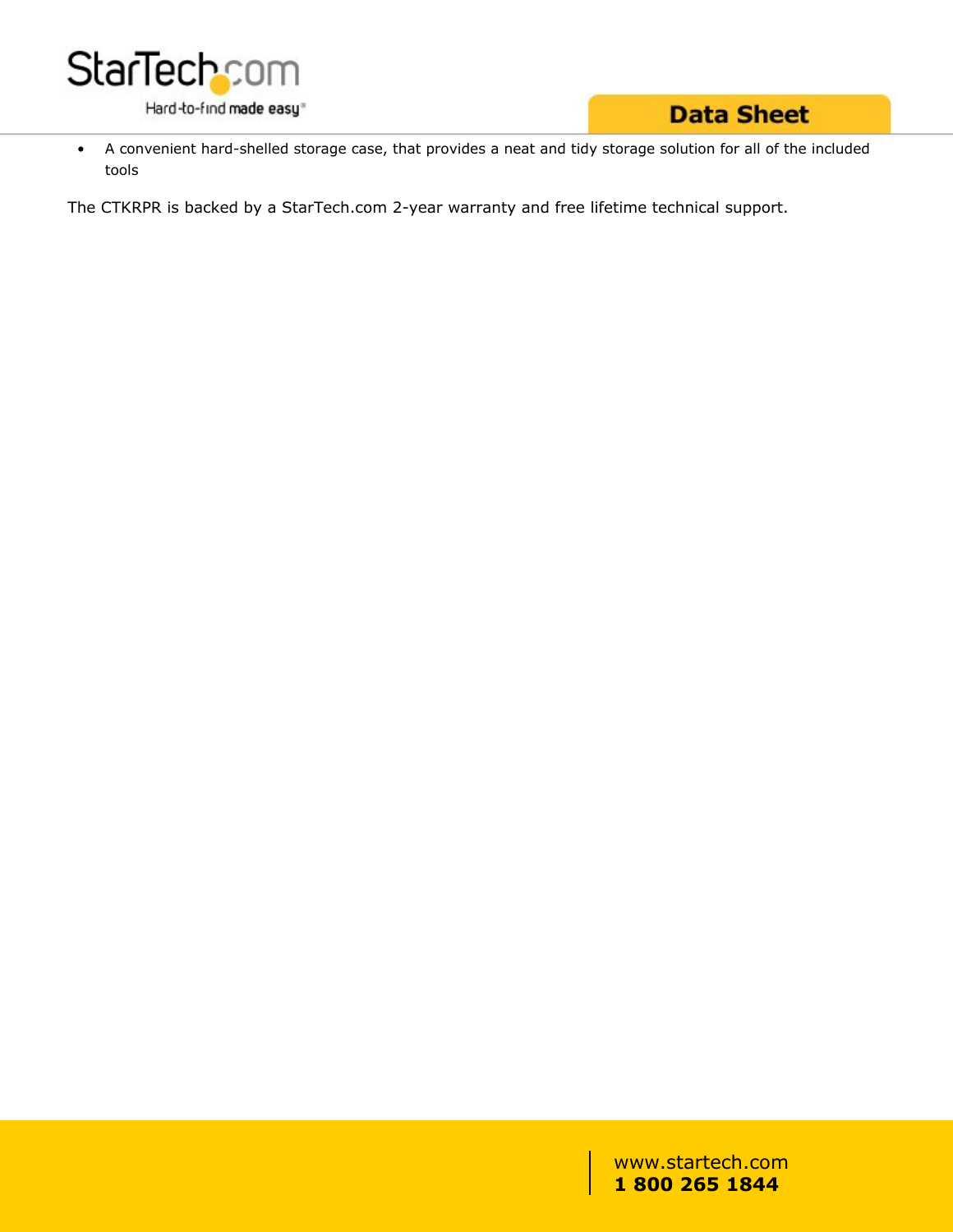- A convenient hard-shelled storage case, that provides a neat and tidy storage solution for all of the included tools

The CTKRPR is backed by a StarTech.com 2-year warranty and free lifetime technical support.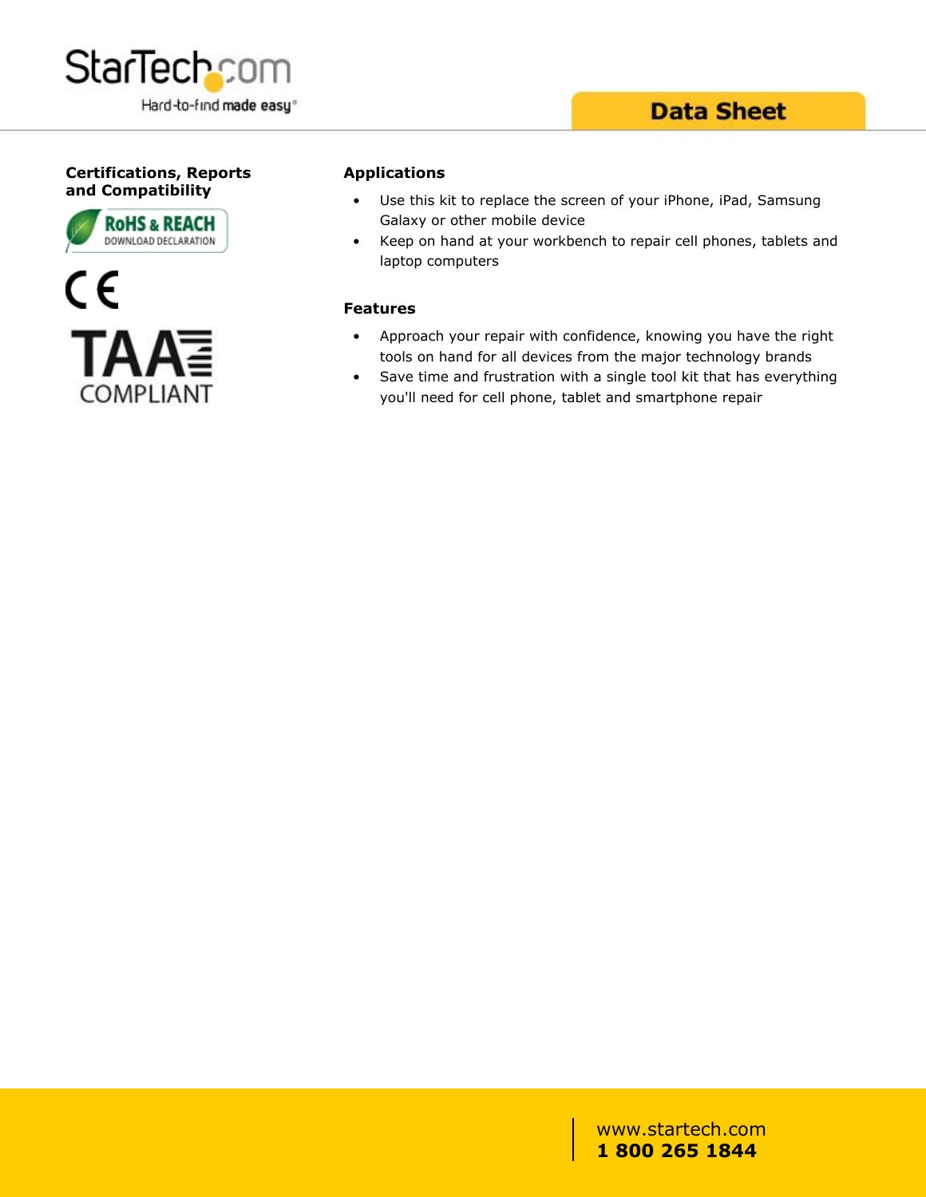## Certifications, Reports and Compatibility

RoHS & REACH
DOWNLOAD DECLARATION

CE

TAA
COMPLIANT

## Applications

- Use this kit to replace the screen of your iPhone, iPad, Samsung Galaxy or other mobile device
- Keep on hand at your workbench to repair cell phones, tablets and laptop computers

## Features

- Approach your repair with confidence, knowing you have the right tools on hand for all devices from the major technology brands
- Save time and frustration with a single tool kit that has everything you'll need for cell phone, tablet and smartphone repair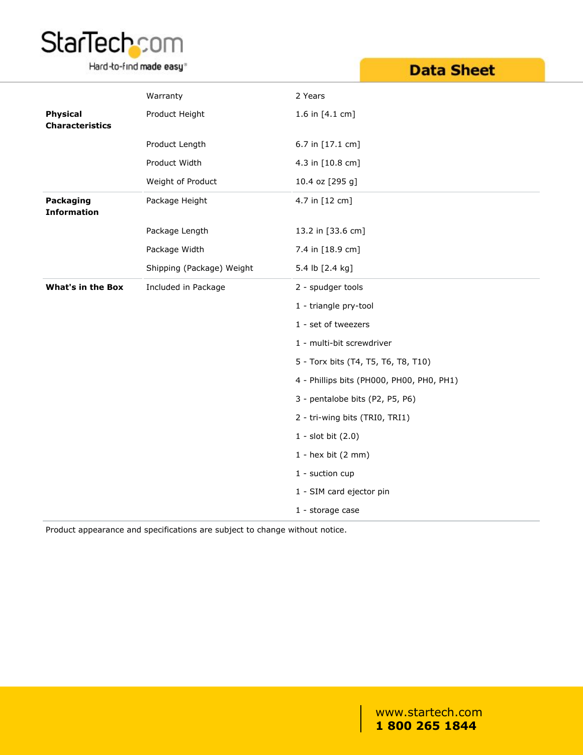| | | |
|---|---|---|
| | Warranty | 2 Years |
| **Physical Characteristics** | Product Height | 1.6 in [4.1 cm] |
| | Product Length | 6.7 in [17.1 cm] |
| | Product Width | 4.3 in [10.8 cm] |
| | Weight of Product | 10.4 oz [295 g] |
| **Packaging Information** | Package Height | 4.7 in [12 cm] |
| | Package Length | 13.2 in [33.6 cm] |
| | Package Width | 7.4 in [18.9 cm] |
| | Shipping (Package) Weight | 5.4 lb [2.4 kg] |
| **What's in the Box** | Included in Package | 2 - spudger tools |
| | | 1 - triangle pry-tool |
| | | 1 - set of tweezers |
| | | 1 - multi-bit screwdriver |
| | | 5 - Torx bits (T4, T5, T6, T8, T10) |
| | | 4 - Phillips bits (PH000, PH00, PH0, PH1) |
| | | 3 - pentalobe bits (P2, P5, P6) |
| | | 2 - tri-wing bits (TRI0, TRI1) |
| | | 1 - slot bit (2.0) |
| | | 1 - hex bit (2 mm) |
| | | 1 - suction cup |
| | | 1 - SIM card ejector pin |
| | | 1 - storage case |

Product appearance and specifications are subject to change without notice.